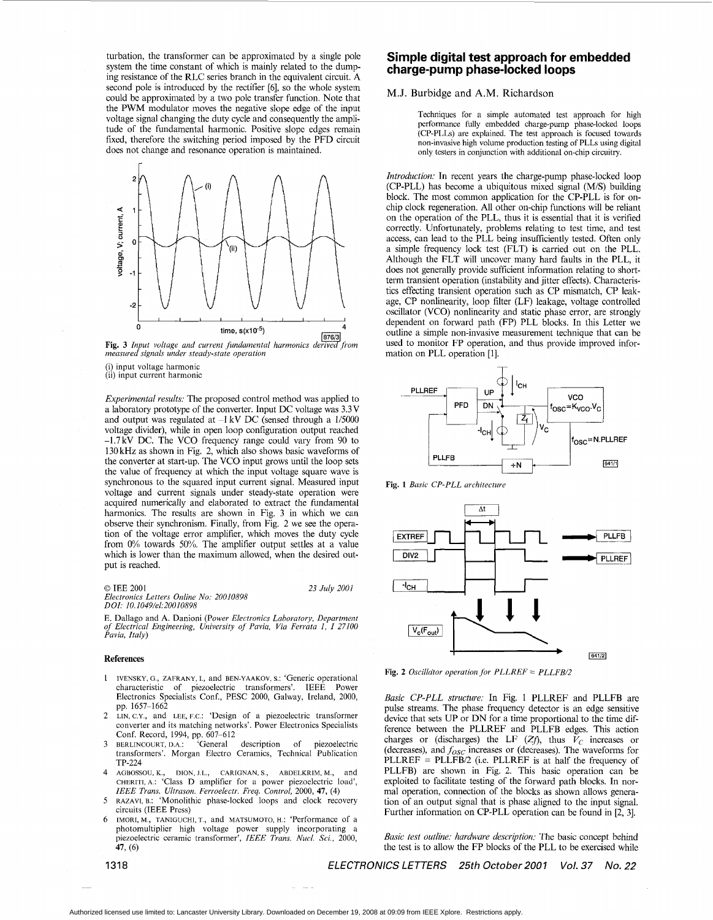turbation, the transformer can be approximated by a single pole system the time constant of which is mainly related to the dumping resistance of the RLC series branch in the equivalent circuit. A second pole is introduced by the rectifier [6], so the whole system could be approximated by a two pole transfer function. Note that the PWM modulator moves the negative slope edge of the input voltage signal changing the duty cycle and consequently the amplitude of the fundamental harmonic. Positive slope edges remain fixed, therefore the switching period imposed by the PFD circuit does not change and resonance operation is maintained.

**Fig. 3** *Input voltage and current fundamental harmonics derived from measured signals under steady-state operation*

(i) input voltage harmonic
(ii) input current harmonic

*Experimental results:* The proposed control method was applied to a laboratory prototype of the converter. Input DC voltage was 3.3V and output was regulated at –1 kV DC (sensed through a 1/5000 voltage divider), while in open loop configuration output reached –1.7kV DC. The VCO frequency range could vary from 90 to 130kHz as shown in Fig. 2, which also shows basic waveforms of the converter at start-up. The VCO input grows until the loop sets the value of frequency at which the input voltage square wave is synchronous to the squared input current signal. Measured input voltage and current signals under steady-state operation were acquired numerically and elaborated to extract the fundamental harmonics. The results are shown in Fig. 3 in which we can observe their synchronism. Finally, from Fig. 2 we see the operation of the voltage error amplifier, which moves the duty cycle from 0% towards 50%. The amplifier output settles at a value which is lower than the maximum allowed, when the desired output is reached.

© IEE 2001 — 23 July 2001
*Electronics Letters Online No: 20010898*
*DOI: 10.1049/el:20010898*

E. Dallago and A. Danioni (*Power Electronics Laboratory, Department of Electrical Engineering, University of Pavia, Via Ferrata 1, I 27100 Pavia, Italy*)

## References

1. IVENSKY, G., ZAFRANY, I., and BEN-YAAKOV, S.: 'Generic operational characteristic of piezoelectric transformers'. IEEE Power Electronics Specialists Conf., PESC 2000, Galway, Ireland, 2000, pp. 1657–1662
2. LIN, C.Y., and LEE, F.C.: 'Design of a piezoelectric transformer converter and its matching networks'. Power Electronics Specialists Conf. Record, 1994, pp. 607–612
3. BERLINCOURT, D.A.: 'General description of piezoelectric transformers'. Morgan Electro Ceramics, Technical Publication TP-224
4. AGBOSSOU, K., DION, J.L., CARIGNAN, S., ABDELKRIM, M., and CHERITI, A.: 'Class D amplifier for a power piezoelectric load', *IEEE Trans. Ultrason. Ferroelectr. Freq. Control*, 2000, **47**, (4)
5. RAZAVI, B.: 'Monolithic phase-locked loops and clock recovery circuits (IEEE Press)
6. IMORI, M., TANIGUCHI, T., and MATSUMOTO, H.: 'Performance of a photomultiplier high voltage power supply incorporating a piezoelectric ceramic transformer', *IEEE Trans. Nucl. Sci.*, 2000, **47**, (6)

# Simple digital test approach for embedded charge-pump phase-locked loops

M.J. Burbidge and A.M. Richardson

> Techniques for a simple automated test approach for high performance fully embedded charge-pump phase-locked loops (CP-PLLs) are explained. The test approach is focused towards non-invasive high volume production testing of PLLs using digital only testers in conjunction with additional on-chip circuitry.

*Introduction:* In recent years the charge-pump phase-locked loop (CP-PLL) has become a ubiquitous mixed signal (M/S) building block. The most common application for the CP-PLL is for on-chip clock regeneration. All other on-chip functions will be reliant on the operation of the PLL, thus it is essential that it is verified correctly. Unfortunately, problems relating to test time, and test access, can lead to the PLL being insufficiently tested. Often only a simple frequency lock test (FLT) is carried out on the PLL. Although the FLT will uncover many hard faults in the PLL, it does not generally provide sufficient information relating to short-term transient operation (instability and jitter effects). Characteristics effecting transient operation such as CP mismatch, CP leakage, CP nonlinearity, loop filter (LF) leakage, voltage controlled oscillator (VCO) nonlinearity and static phase error, are strongly dependent on forward path (FP) PLL blocks. In this Letter we outline a simple non-invasive measurement technique that can be used to monitor FP operation, and thus provide improved information on PLL operation [1].

**Fig. 1** *Basic CP-PLL architecture*

**Fig. 2** *Oscillator operation for PLLREF = PLLFB/2*

*Basic CP-PLL structure:* In Fig. 1 PLLREF and PLLFB are pulse streams. The phase frequency detector is an edge sensitive device that sets UP or DN for a time proportional to the time difference between the PLLREF and PLLFB edges. This action charges or (discharges) the LF ($Zf$), thus $V_C$ increases or (decreases), and $f_{OSC}$ increases or (decreases). The waveforms for PLLREF = PLLFB/2 (i.e. PLLREF is at half the frequency of PLLFB) are shown in Fig. 2. This basic operation can be exploited to facilitate testing of the forward path blocks. In normal operation, connection of the blocks as shown allows generation of an output signal that is phase aligned to the input signal. Further information on CP-PLL operation can be found in [2, 3].

*Basic test outline: hardware description:* The basic concept behind the test is to allow the FP blocks of the PLL to be exercised while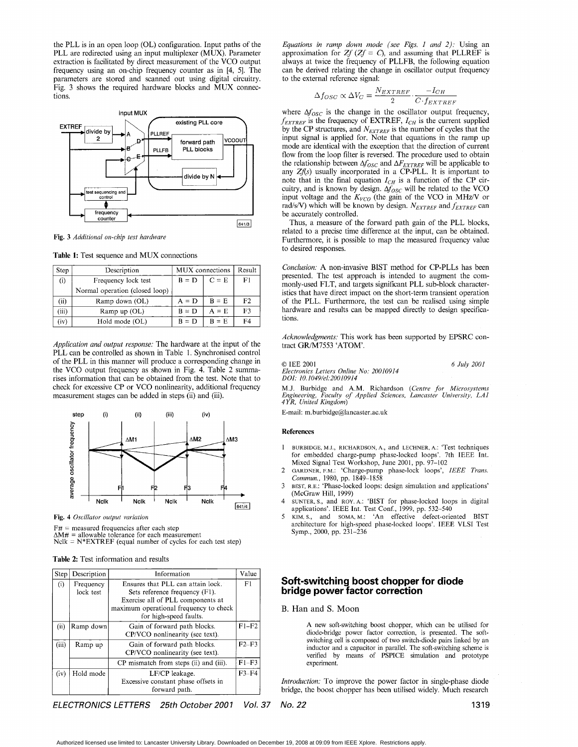the PLL is in an open loop (OL) configuration. Input paths of the PLL are redirected using an input multiplexer (MUX). Parameter extraction is facilitated by direct measurement of the VCO output frequency using an on-chip frequency counter as in [4, 5]. The parameters are stored and scanned out using digital circuitry. Fig. 3 shows the required hardware blocks and MUX connections.

input MUX
EXTREF
divide by 2
A
B
C
D
E
existing PLL core
PLLREF
PLLFB
forward path PLL blocks
VCOOUT
divide by N
test sequencing and control
frequency counter
641/3

**Fig. 3** *Additional on-chip test hardware*

**Table 1:** Test sequence and MUX connections

| Step | Description | MUX connections | | Result |
|---|---|---|---|---|
| (i) | Frequency lock test Normal operation (closed loop) | B = D | C = E | F1 |
| (ii) | Ramp down (OL) | A = D | B = E | F2 |
| (iii) | Ramp up (OL) | B = D | A = E | F3 |
| (iv) | Hold mode (OL) | B = D | B = E | F4 |

*Application and output response:* The hardware at the input of the PLL can be controlled as shown in Table 1. Synchronised control of the PLL in this manner will produce a corresponding change in the VCO output frequency as shown in Fig. 4. Table 2 summarises information that can be obtained from the test. Note that to check for excessive CP or VCO nonlinearity, additional frequency measurement stages can be added in steps (ii) and (iii).

step (i) (ii) (iii) (iv)
average oscillator frequency
ΔM1
ΔM2
ΔM3
F1
F2
F3
F4
Nclk Nclk Nclk Nclk
641/4

**Fig. 4** *Oscillator output variation*

F# = measured frequencies after each step
ΔM# = allowable tolerance for each measurement
Nclk = N*EXTREF (equal number of cycles for each test step)

**Table 2:** Test information and results

| Step | Description | Information | Value |
|---|---|---|---|
| (i) | Frequency lock test | Ensures that PLL can attain lock. Sets reference frequency (F1). Exercise all of PLL components at maximum operational frequency to check for high-speed faults. | F1 |
| (ii) | Ramp down | Gain of forward path blocks. CP/VCO nonlinearity (see text). | F1–F2 |
| (iii) | Ramp up | Gain of forward path blocks. CP/VCO nonlinearity (see text). | F2–F3 |
| | | CP mismatch from steps (ii) and (iii). | F1–F3 |
| (iv) | Hold mode | LF/CP leakage. Excessive constant phase offsets in forward path. | F3–F4 |

*Equations in ramp down mode (see Figs. 1 and 2):* Using an approximation for $Zf$ ($Zf = C$), and assuming that PLLREF is always at twice the frequency of PLLFB, the following equation can be derived relating the change in oscillator output frequency to the external reference signal:

$$\Delta f_{OSC} \propto \Delta V_C = \frac{N_{EXTREF}}{2} \cdot \frac{-I_{CH}}{C \cdot f_{EXTREF}}$$

where $\Delta f_{OSC}$ is the change in the oscillator output frequency, $f_{EXTREF}$ is the frequency of EXTREF, $I_{CH}$ is the current supplied by the CP structures, and $N_{EXTREF}$ is the number of cycles that the input signal is applied for. Note that equations in the ramp up mode are identical with the exception that the direction of current flow from the loop filter is reversed. The procedure used to obtain the relationship between $\Delta f_{OSC}$ and $\Delta F_{EXTREF}$ will be applicable to any $Zf(s)$ usually incorporated in a CP-PLL. It is important to note that in the final equation $I_{CH}$ is a function of the CP circuitry, and is known by design. $\Delta f_{OSC}$ will be related to the VCO input voltage and the $K_{VCO}$ (the gain of the VCO in MHz/V or rad/s/V) which will be known by design. $N_{EXTREF}$ and $f_{EXTREF}$ can be accurately controlled.

Thus, a measure of the forward path gain of the PLL blocks, related to a precise time difference at the input, can be obtained. Furthermore, it is possible to map the measured frequency value to desired responses.

*Conclusion:* A non-invasive BIST method for CP-PLLs has been presented. The test approach is intended to augment the commonly-used FLT, and targets significant PLL sub-block characteristics that have direct impact on the short-term transient operation of the PLL. Furthermore, the test can be realised using simple hardware and results can be mapped directly to design specifications.

*Acknowledgments:* This work has been supported by EPSRC contract GR/M7553 'ATOM'.

© IEE 2001 — *6 July 2001*
*Electronics Letters Online No: 20010914*
*DOI: 10.1049/el:20010914*

M.J. Burbidge and A.M. Richardson (*Centre for Microsystems Engineering, Faculty of Applied Sciences, Lancaster University, LA1 4YR, United Kingdom*)

E-mail: m.burbidge@lancaster.ac.uk

## References

1. BURBIDGE, M.J., RICHARDSON, A., and LECHNER, A.: 'Test techniques for embedded charge-pump phase-locked loops'. 7th IEEE Int. Mixed Signal Test Workshop, June 2001, pp. 97–102
2. GARDNER, F.M.: 'Charge-pump phase-lock loops', *IEEE Trans. Commun.*, 1980, pp. 1849–1858
3. BEST, R.E.: 'Phase-locked loops: design simulation and applications' (McGraw Hill, 1999)
4. SUNTER, S., and ROY, A.: 'BIST for phase-locked loops in digital applications'. IEEE Int. Test Conf., 1999, pp. 532–540
5. KIM, S., and SOMA, M.: 'An effective defect-oriented BIST architecture for high-speed phase-locked loops'. IEEE VLSI Test Symp., 2000, pp. 231–236

# Soft-switching boost chopper for diode bridge power factor correction

B. Han and S. Moon

A new soft-switching boost chopper, which can be utilised for diode-bridge power factor correction, is presented. The soft-switching cell is composed of two switch-diode pairs linked by an inductor and a capacitor in parallel. The soft-switching scheme is verified by means of PSPICE simulation and prototype experiment.

*Introduction:* To improve the power factor in single-phase diode bridge, the boost chopper has been utilised widely. Much research